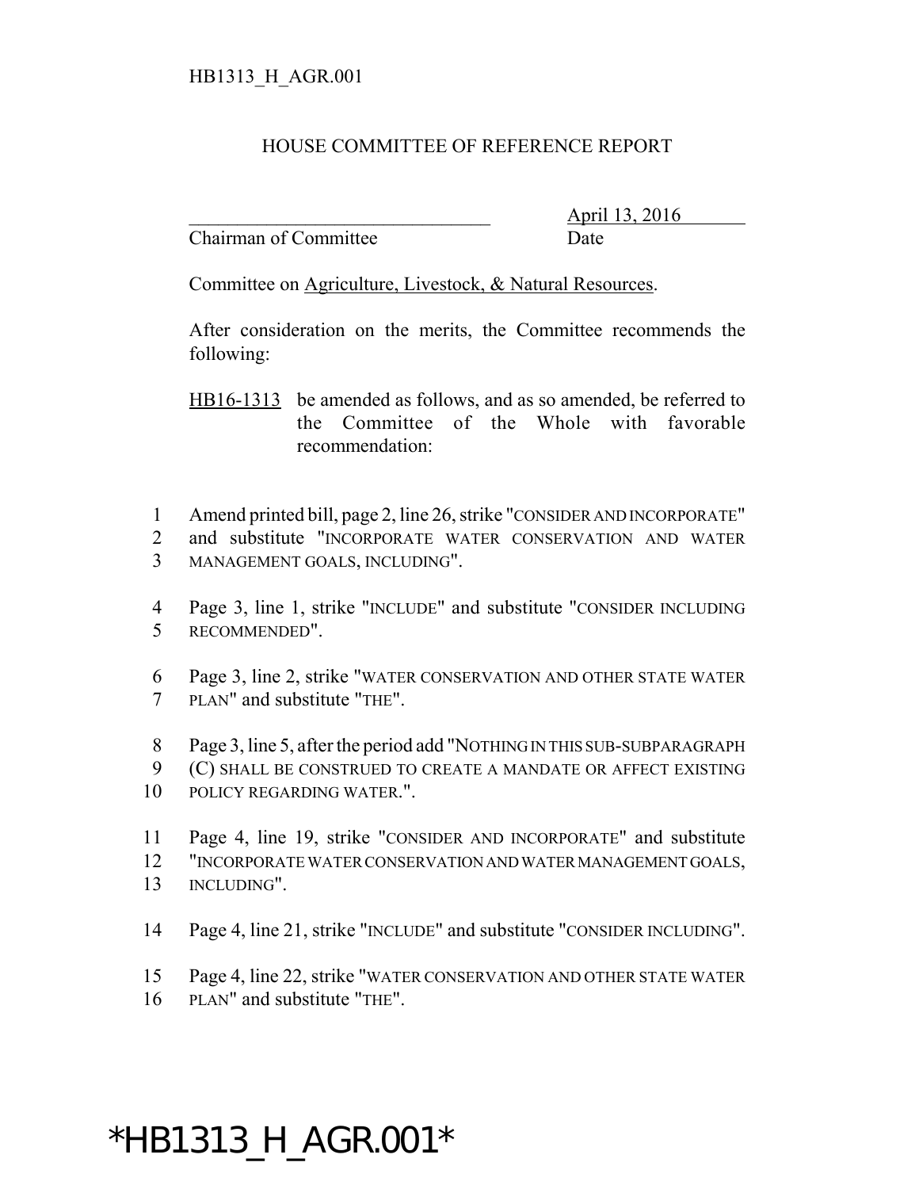HB1313_H_AGR.001

# HOUSE COMMITTEE OF REFERENCE REPORT

_______________________________ April 13, 2016
Chairman of Committee Date

Committee on Agriculture, Livestock, & Natural Resources.

After consideration on the merits, the Committee recommends the following:

HB16-1313 be amended as follows, and as so amended, be referred to the Committee of the Whole with favorable recommendation:

1 Amend printed bill, page 2, line 26, strike "CONSIDER AND INCORPORATE"
2 and substitute "INCORPORATE WATER CONSERVATION AND WATER
3 MANAGEMENT GOALS, INCLUDING".

4 Page 3, line 1, strike "INCLUDE" and substitute "CONSIDER INCLUDING
5 RECOMMENDED".

6 Page 3, line 2, strike "WATER CONSERVATION AND OTHER STATE WATER
7 PLAN" and substitute "THE".

8 Page 3, line 5, after the period add "NOTHING IN THIS SUB-SUBPARAGRAPH
9 (C) SHALL BE CONSTRUED TO CREATE A MANDATE OR AFFECT EXISTING
10 POLICY REGARDING WATER.".

11 Page 4, line 19, strike "CONSIDER AND INCORPORATE" and substitute
12 "INCORPORATE WATER CONSERVATION AND WATER MANAGEMENT GOALS,
13 INCLUDING".

14 Page 4, line 21, strike "INCLUDE" and substitute "CONSIDER INCLUDING".

15 Page 4, line 22, strike "WATER CONSERVATION AND OTHER STATE WATER
16 PLAN" and substitute "THE".

*HB1313_H_AGR.001*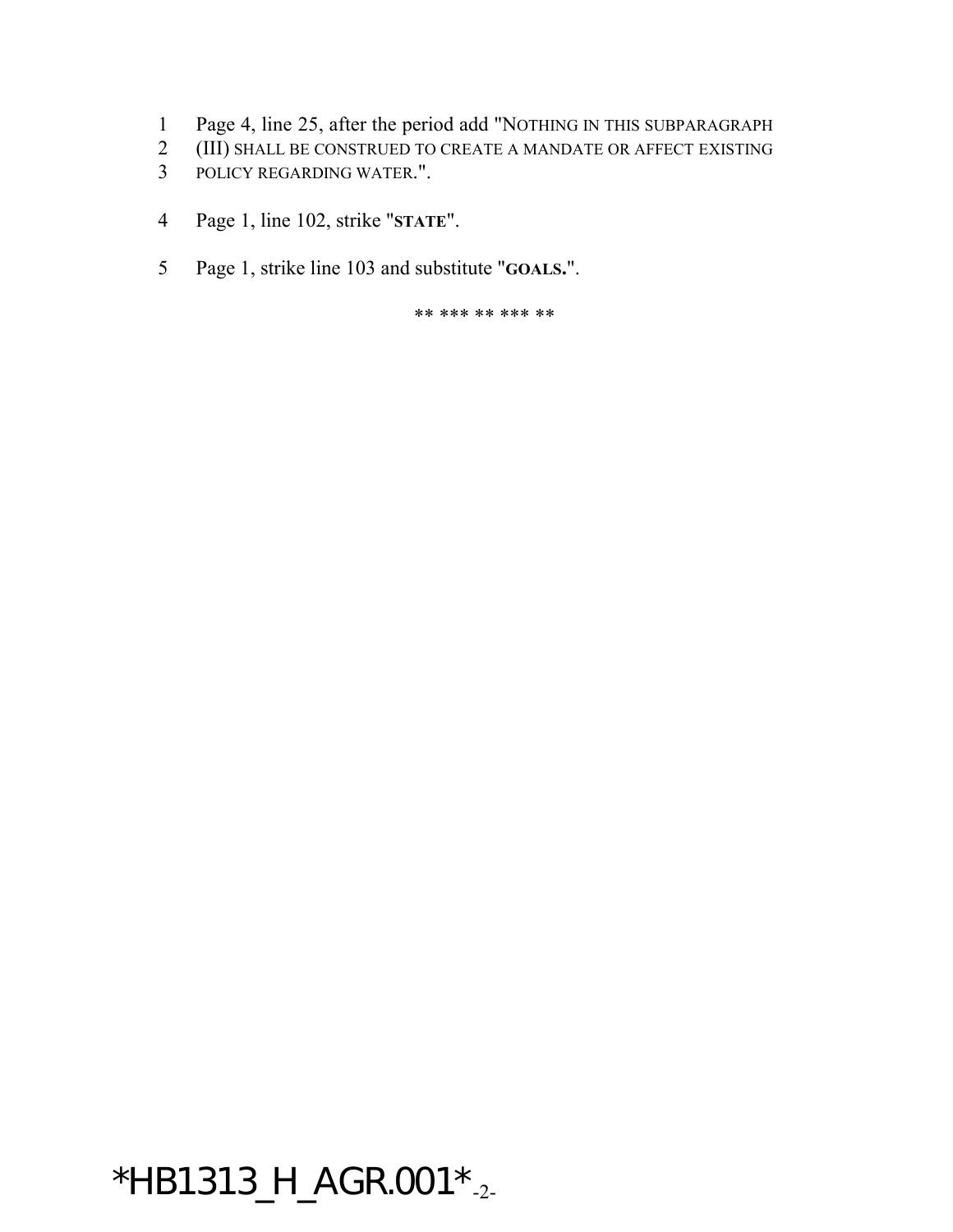1 Page 4, line 25, after the period add "NOTHING IN THIS SUBPARAGRAPH
2 (III) SHALL BE CONSTRUED TO CREATE A MANDATE OR AFFECT EXISTING
3 POLICY REGARDING WATER.".

4 Page 1, line 102, strike "**STATE**".

5 Page 1, strike line 103 and substitute "**GOALS.**".

** *** ** *** **

*HB1313_H_AGR.001*